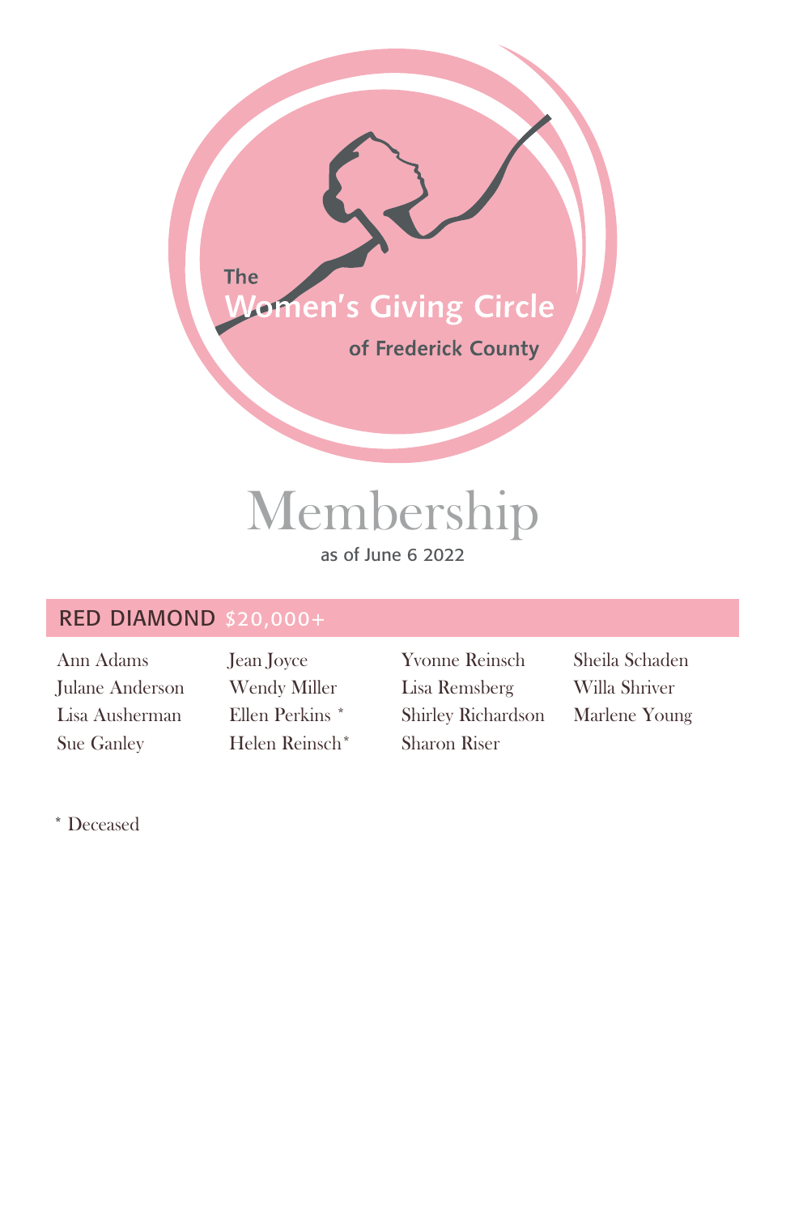The Women's Giving Circle of Frederick County

# Membership

as of June 6 2022

## RED DIAMOND $20,000+

Ann Adams
Julane Anderson
Lisa Ausherman
Sue Ganley
Jean Joyce
Wendy Miller
Ellen Perkins *
Helen Reinsch*
Yvonne Reinsch
Lisa Remsberg
Shirley Richardson
Sharon Riser
Sheila Schaden
Willa Shriver
Marlene Young

* Deceased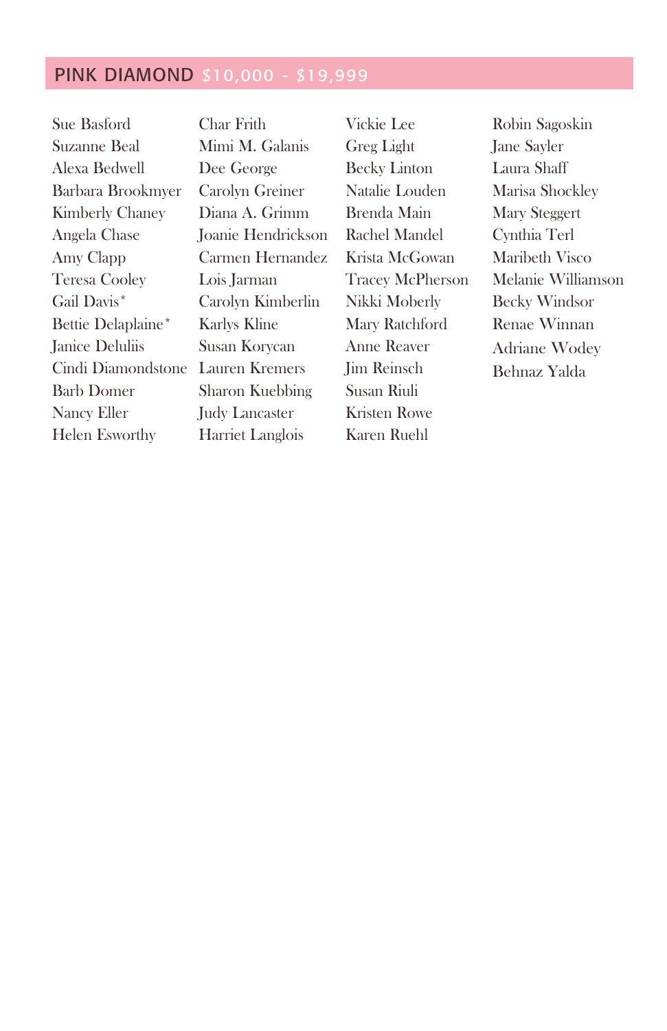## PINK DIAMOND $10,000 - $19,999

Sue Basford
Suzanne Beal
Alexa Bedwell
Barbara Brookmyer
Kimberly Chaney
Angela Chase
Amy Clapp
Teresa Cooley
Gail Davis*
Bettie Delaplaine*
Janice Deluliis
Cindi Diamondstone
Barb Domer
Nancy Eller
Helen Esworthy
Char Frith
Mimi M. Galanis
Dee George
Carolyn Greiner
Diana A. Grimm
Joanie Hendrickson
Carmen Hernandez
Lois Jarman
Carolyn Kimberlin
Karlys Kline
Susan Korycan
Lauren Kremers
Sharon Kuebbing
Judy Lancaster
Harriet Langlois
Vickie Lee
Greg Light
Becky Linton
Natalie Louden
Brenda Main
Rachel Mandel
Krista McGowan
Tracey McPherson
Nikki Moberly
Mary Ratchford
Anne Reaver
Jim Reinsch
Susan Riuli
Kristen Rowe
Karen Ruehl
Robin Sagoskin
Jane Sayler
Laura Shaff
Marisa Shockley
Mary Steggert
Cynthia Terl
Maribeth Visco
Melanie Williamson
Becky Windsor
Renae Winnan
Adriane Wodey
Behnaz Yalda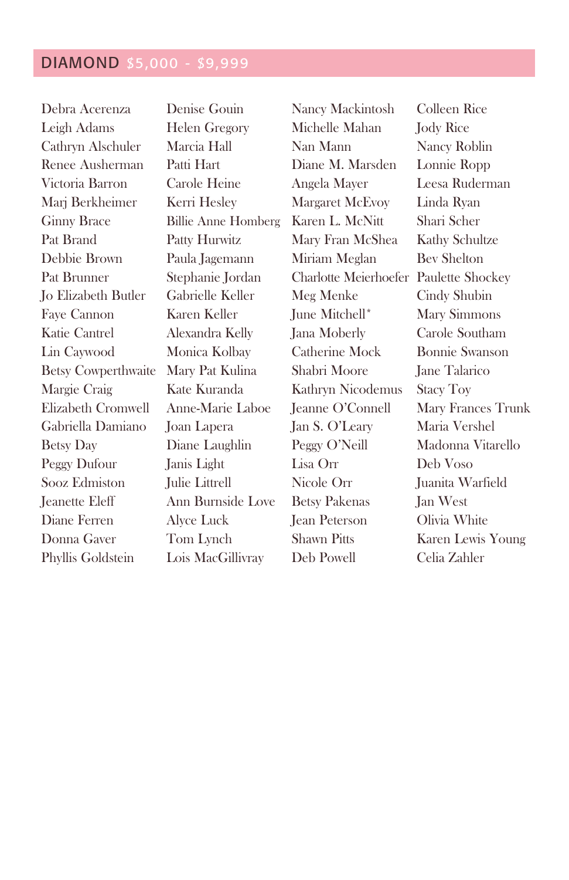## DIAMOND $5,000 - $9,999

Debra Acerenza
Leigh Adams
Cathryn Alschuler
Renee Ausherman
Victoria Barron
Marj Berkheimer
Ginny Brace
Pat Brand
Debbie Brown
Pat Brunner
Jo Elizabeth Butler
Faye Cannon
Katie Cantrel
Lin Caywood
Betsy Cowperthwaite
Margie Craig
Elizabeth Cromwell
Gabriella Damiano
Betsy Day
Peggy Dufour
Sooz Edmiston
Jeanette Eleff
Diane Ferren
Donna Gaver
Phyllis Goldstein
Denise Gouin
Helen Gregory
Marcia Hall
Patti Hart
Carole Heine
Kerri Hesley
Billie Anne Homberg
Patty Hurwitz
Paula Jagemann
Stephanie Jordan
Gabrielle Keller
Karen Keller
Alexandra Kelly
Monica Kolbay
Mary Pat Kulina
Kate Kuranda
Anne-Marie Laboe
Joan Lapera
Diane Laughlin
Janis Light
Julie Littrell
Ann Burnside Love
Alyce Luck
Tom Lynch
Lois MacGillivray
Nancy Mackintosh
Michelle Mahan
Nan Mann
Diane M. Marsden
Angela Mayer
Margaret McEvoy
Karen L. McNitt
Mary Fran McShea
Miriam Meglan
Charlotte Meierhoefer
Meg Menke
June Mitchell*
Jana Moberly
Catherine Mock
Shabri Moore
Kathryn Nicodemus
Jeanne O'Connell
Jan S. O'Leary
Peggy O'Neill
Lisa Orr
Nicole Orr
Betsy Pakenas
Jean Peterson
Shawn Pitts
Deb Powell
Colleen Rice
Jody Rice
Nancy Roblin
Lonnie Ropp
Leesa Ruderman
Linda Ryan
Shari Scher
Kathy Schultze
Bev Shelton
Paulette Shockey
Cindy Shubin
Mary Simmons
Carole Southam
Bonnie Swanson
Jane Talarico
Stacy Toy
Mary Frances Trunk
Maria Vershel
Madonna Vitarello
Deb Voso
Juanita Warfield
Jan West
Olivia White
Karen Lewis Young
Celia Zahler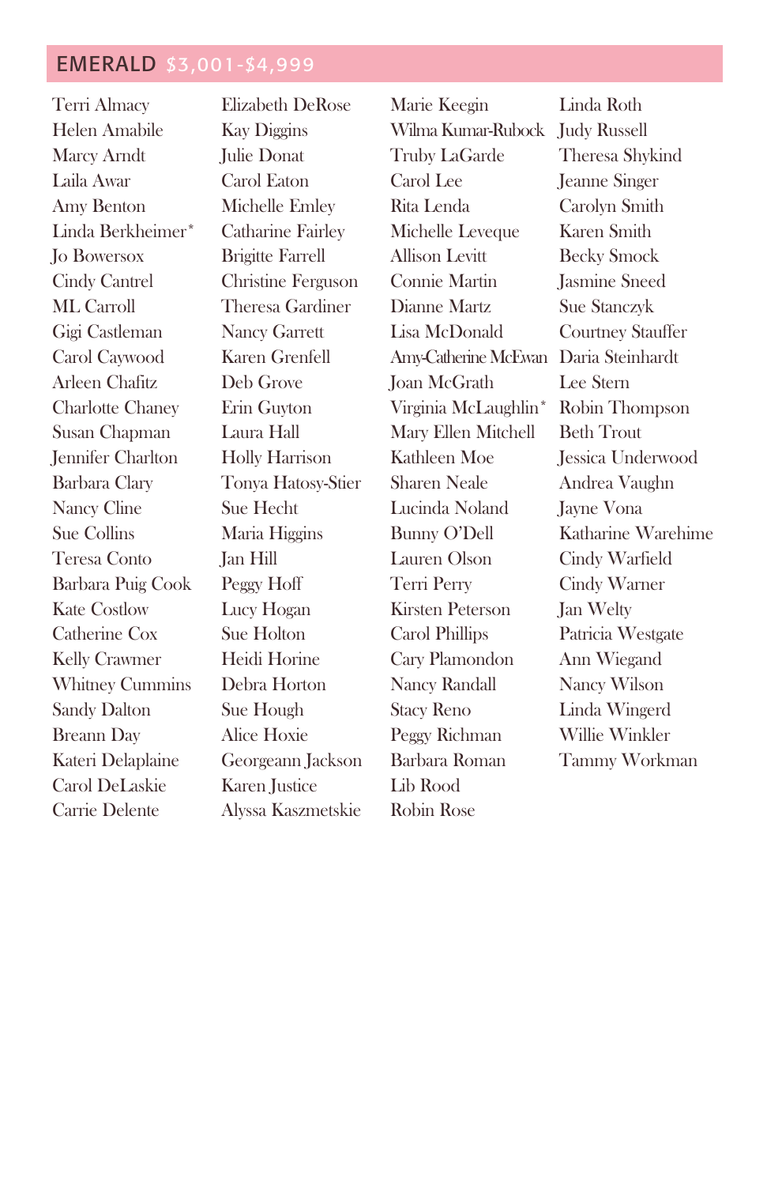## EMERALD $3,001-$4,999

Terri Almacy
Helen Amabile
Marcy Arndt
Laila Awar
Amy Benton
Linda Berkheimer*
Jo Bowersox
Cindy Cantrel
ML Carroll
Gigi Castleman
Carol Caywood
Arleen Chafitz
Charlotte Chaney
Susan Chapman
Jennifer Charlton
Barbara Clary
Nancy Cline
Sue Collins
Teresa Conto
Barbara Puig Cook
Kate Costlow
Catherine Cox
Kelly Crawmer
Whitney Cummins
Sandy Dalton
Breann Day
Kateri Delaplaine
Carol DeLaskie
Carrie Delente
Elizabeth DeRose
Kay Diggins
Julie Donat
Carol Eaton
Michelle Emley
Catharine Fairley
Brigitte Farrell
Christine Ferguson
Theresa Gardiner
Nancy Garrett
Karen Grenfell
Deb Grove
Erin Guyton
Laura Hall
Holly Harrison
Tonya Hatosy-Stier
Sue Hecht
Maria Higgins
Jan Hill
Peggy Hoff
Lucy Hogan
Sue Holton
Heidi Horine
Debra Horton
Sue Hough
Alice Hoxie
Georgeann Jackson
Karen Justice
Alyssa Kaszmetskie
Marie Keegin
Wilma Kumar-Rubock
Truby LaGarde
Carol Lee
Rita Lenda
Michelle Leveque
Allison Levitt
Connie Martin
Dianne Martz
Lisa McDonald
Amy-Catherine McEwan
Joan McGrath
Virginia McLaughlin*
Mary Ellen Mitchell
Kathleen Moe
Sharen Neale
Lucinda Noland
Bunny O'Dell
Lauren Olson
Terri Perry
Kirsten Peterson
Carol Phillips
Cary Plamondon
Nancy Randall
Stacy Reno
Peggy Richman
Barbara Roman
Lib Rood
Robin Rose
Linda Roth
Judy Russell
Theresa Shykind
Jeanne Singer
Carolyn Smith
Karen Smith
Becky Smock
Jasmine Sneed
Sue Stanczyk
Courtney Stauffer
Daria Steinhardt
Lee Stern
Robin Thompson
Beth Trout
Jessica Underwood
Andrea Vaughn
Jayne Vona
Katharine Warehime
Cindy Warfield
Cindy Warner
Jan Welty
Patricia Westgate
Ann Wiegand
Nancy Wilson
Linda Wingerd
Willie Winkler
Tammy Workman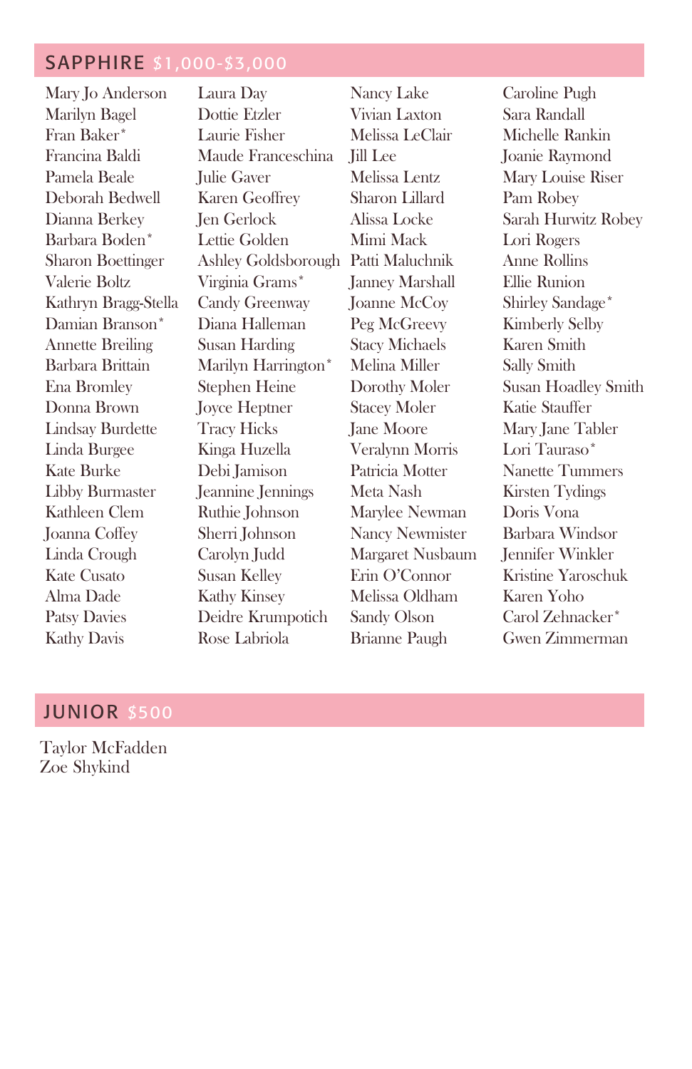## SAPPHIRE $1,000-$3,000

Mary Jo Anderson
Marilyn Bagel
Fran Baker*
Francina Baldi
Pamela Beale
Deborah Bedwell
Dianna Berkey
Barbara Boden*
Sharon Boettinger
Valerie Boltz
Kathryn Bragg-Stella
Damian Branson*
Annette Breiling
Barbara Brittain
Ena Bromley
Donna Brown
Lindsay Burdette
Linda Burgee
Kate Burke
Libby Burmaster
Kathleen Clem
Joanna Coffey
Linda Crough
Kate Cusato
Alma Dade
Patsy Davies
Kathy Davis
Laura Day
Dottie Etzler
Laurie Fisher
Maude Franceschina
Julie Gaver
Karen Geoffrey
Jen Gerlock
Lettie Golden
Ashley Goldsborough
Virginia Grams*
Candy Greenway
Diana Halleman
Susan Harding
Marilyn Harrington*
Stephen Heine
Joyce Heptner
Tracy Hicks
Kinga Huzella
Debi Jamison
Jeannine Jennings
Ruthie Johnson
Sherri Johnson
Carolyn Judd
Susan Kelley
Kathy Kinsey
Deidre Krumpotich
Rose Labriola
Nancy Lake
Vivian Laxton
Melissa LeClair
Jill Lee
Melissa Lentz
Sharon Lillard
Alissa Locke
Mimi Mack
Patti Maluchnik
Janney Marshall
Joanne McCoy
Peg McGreevy
Stacy Michaels
Melina Miller
Dorothy Moler
Stacey Moler
Jane Moore
Veralynn Morris
Patricia Motter
Meta Nash
Marylee Newman
Nancy Newmister
Margaret Nusbaum
Erin O'Connor
Melissa Oldham
Sandy Olson
Brianne Paugh
Caroline Pugh
Sara Randall
Michelle Rankin
Joanie Raymond
Mary Louise Riser
Pam Robey
Sarah Hurwitz Robey
Lori Rogers
Anne Rollins
Ellie Runion
Shirley Sandage*
Kimberly Selby
Karen Smith
Sally Smith
Susan Hoadley Smith
Katie Stauffer
Mary Jane Tabler
Lori Tauraso*
Nanette Tummers
Kirsten Tydings
Doris Vona
Barbara Windsor
Jennifer Winkler
Kristine Yaroschuk
Karen Yoho
Carol Zehnacker*
Gwen Zimmerman

## JUNIOR $500

Taylor McFadden
Zoe Shykind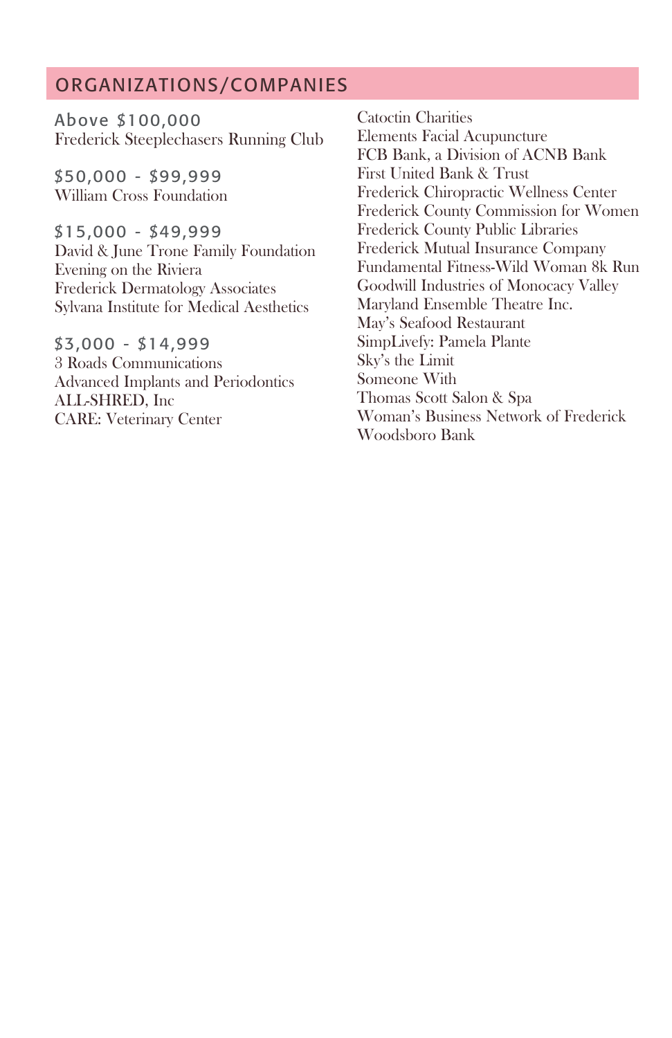## ORGANIZATIONS/COMPANIES

### Above $100,000
Frederick Steeplechasers Running Club

### $50,000 - $99,999
William Cross Foundation

### $15,000 - $49,999
David & June Trone Family Foundation
Evening on the Riviera
Frederick Dermatology Associates
Sylvana Institute for Medical Aesthetics

### $3,000 - $14,999
3 Roads Communications
Advanced Implants and Periodontics
ALL-SHRED, Inc
CARE: Veterinary Center
Catoctin Charities
Elements Facial Acupuncture
FCB Bank, a Division of ACNB Bank
First United Bank & Trust
Frederick Chiropractic Wellness Center
Frederick County Commission for Women
Frederick County Public Libraries
Frederick Mutual Insurance Company
Fundamental Fitness-Wild Woman 8k Run
Goodwill Industries of Monocacy Valley
Maryland Ensemble Theatre Inc.
May's Seafood Restaurant
SimpLivefy: Pamela Plante
Sky's the Limit
Someone With
Thomas Scott Salon & Spa
Woman's Business Network of Frederick
Woodsboro Bank